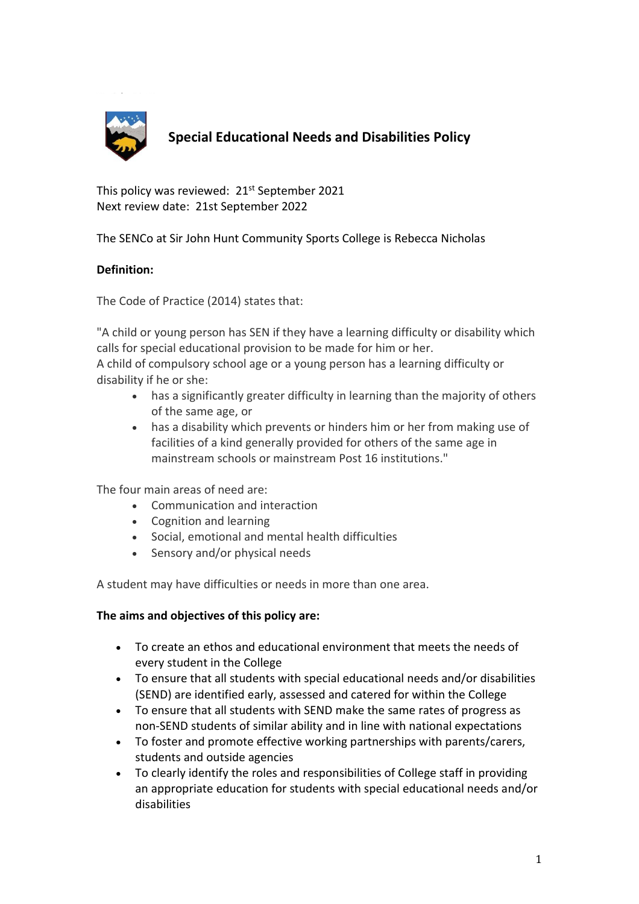# Special Educational Needs and Disabilities Policy

This policy was reviewed: 21st September 2021
Next review date: 21st September 2022

The SENCo at Sir John Hunt Community Sports College is Rebecca Nicholas

**Definition:**

The Code of Practice (2014) states that:

"A child or young person has SEN if they have a learning difficulty or disability which calls for special educational provision to be made for him or her.
A child of compulsory school age or a young person has a learning difficulty or disability if he or she:

- has a significantly greater difficulty in learning than the majority of others of the same age, or
- has a disability which prevents or hinders him or her from making use of facilities of a kind generally provided for others of the same age in mainstream schools or mainstream Post 16 institutions."

The four main areas of need are:

- Communication and interaction
- Cognition and learning
- Social, emotional and mental health difficulties
- Sensory and/or physical needs

A student may have difficulties or needs in more than one area.

**The aims and objectives of this policy are:**

- To create an ethos and educational environment that meets the needs of every student in the College
- To ensure that all students with special educational needs and/or disabilities (SEND) are identified early, assessed and catered for within the College
- To ensure that all students with SEND make the same rates of progress as non-SEND students of similar ability and in line with national expectations
- To foster and promote effective working partnerships with parents/carers, students and outside agencies
- To clearly identify the roles and responsibilities of College staff in providing an appropriate education for students with special educational needs and/or disabilities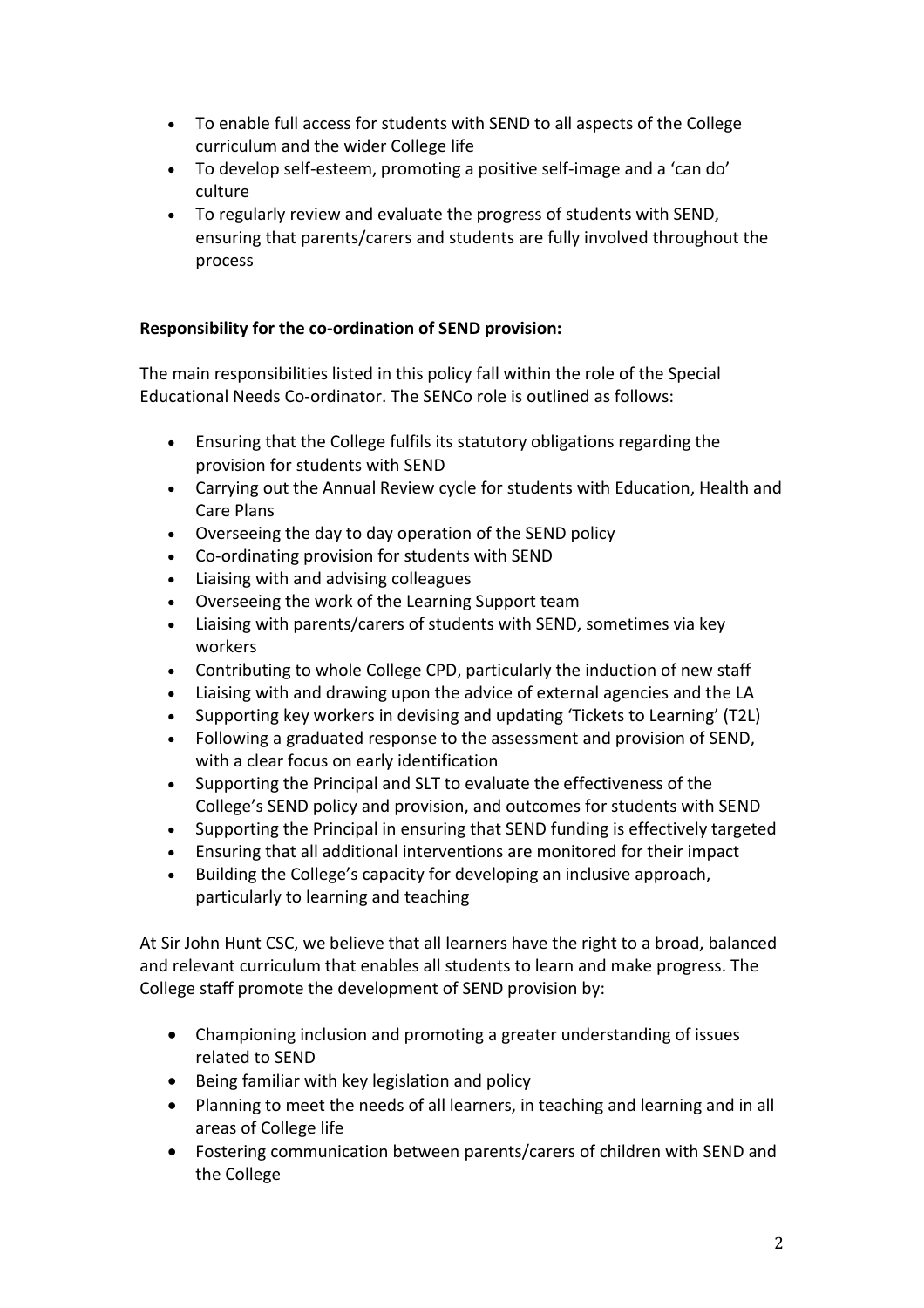- To enable full access for students with SEND to all aspects of the College curriculum and the wider College life
- To develop self-esteem, promoting a positive self-image and a 'can do' culture
- To regularly review and evaluate the progress of students with SEND, ensuring that parents/carers and students are fully involved throughout the process

**Responsibility for the co-ordination of SEND provision:**

The main responsibilities listed in this policy fall within the role of the Special Educational Needs Co-ordinator. The SENCo role is outlined as follows:

- Ensuring that the College fulfils its statutory obligations regarding the provision for students with SEND
- Carrying out the Annual Review cycle for students with Education, Health and Care Plans
- Overseeing the day to day operation of the SEND policy
- Co-ordinating provision for students with SEND
- Liaising with and advising colleagues
- Overseeing the work of the Learning Support team
- Liaising with parents/carers of students with SEND, sometimes via key workers
- Contributing to whole College CPD, particularly the induction of new staff
- Liaising with and drawing upon the advice of external agencies and the LA
- Supporting key workers in devising and updating 'Tickets to Learning' (T2L)
- Following a graduated response to the assessment and provision of SEND, with a clear focus on early identification
- Supporting the Principal and SLT to evaluate the effectiveness of the College's SEND policy and provision, and outcomes for students with SEND
- Supporting the Principal in ensuring that SEND funding is effectively targeted
- Ensuring that all additional interventions are monitored for their impact
- Building the College's capacity for developing an inclusive approach, particularly to learning and teaching

At Sir John Hunt CSC, we believe that all learners have the right to a broad, balanced and relevant curriculum that enables all students to learn and make progress. The College staff promote the development of SEND provision by:

- Championing inclusion and promoting a greater understanding of issues related to SEND
- Being familiar with key legislation and policy
- Planning to meet the needs of all learners, in teaching and learning and in all areas of College life
- Fostering communication between parents/carers of children with SEND and the College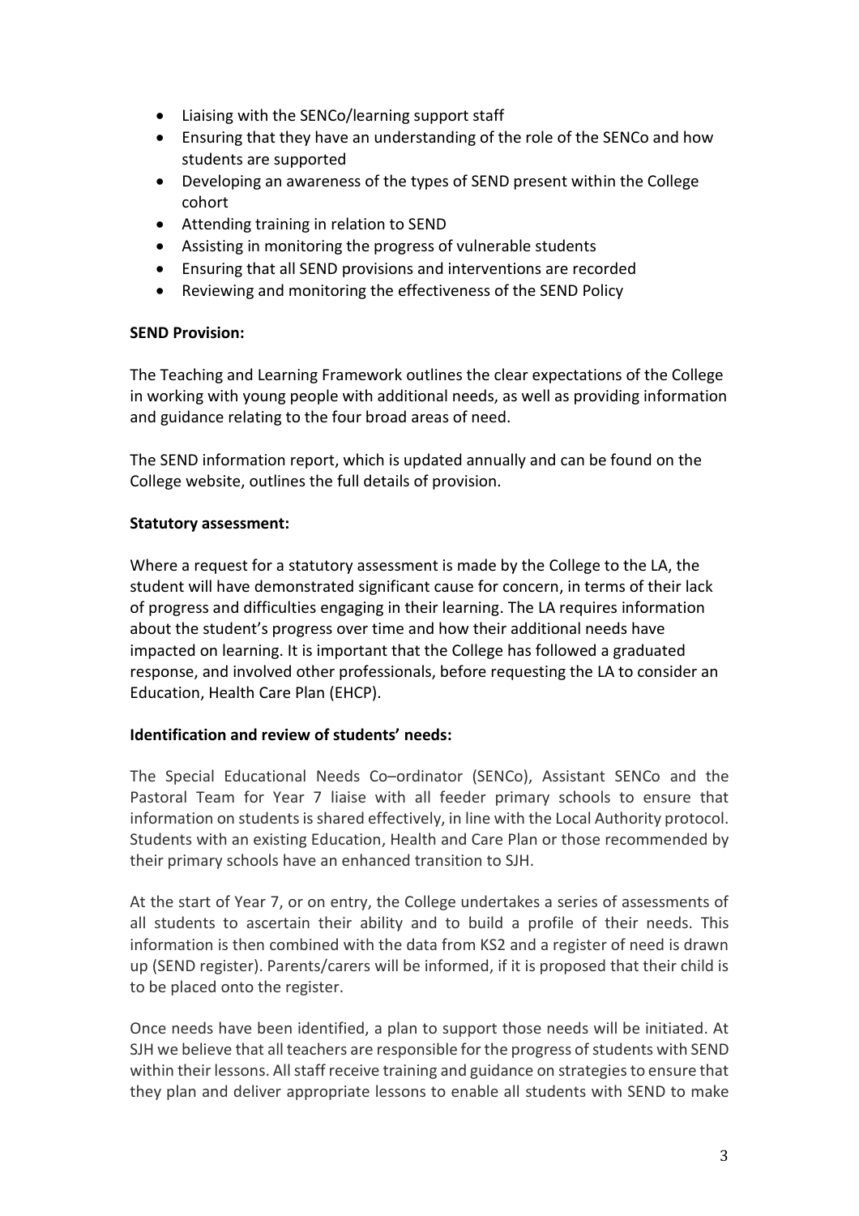- Liaising with the SENCo/learning support staff
- Ensuring that they have an understanding of the role of the SENCo and how students are supported
- Developing an awareness of the types of SEND present within the College cohort
- Attending training in relation to SEND
- Assisting in monitoring the progress of vulnerable students
- Ensuring that all SEND provisions and interventions are recorded
- Reviewing and monitoring the effectiveness of the SEND Policy

**SEND Provision:**

The Teaching and Learning Framework outlines the clear expectations of the College in working with young people with additional needs, as well as providing information and guidance relating to the four broad areas of need.

The SEND information report, which is updated annually and can be found on the College website, outlines the full details of provision.

**Statutory assessment:**

Where a request for a statutory assessment is made by the College to the LA, the student will have demonstrated significant cause for concern, in terms of their lack of progress and difficulties engaging in their learning. The LA requires information about the student's progress over time and how their additional needs have impacted on learning. It is important that the College has followed a graduated response, and involved other professionals, before requesting the LA to consider an Education, Health Care Plan (EHCP).

**Identification and review of students' needs:**

The Special Educational Needs Co–ordinator (SENCo), Assistant SENCo and the Pastoral Team for Year 7 liaise with all feeder primary schools to ensure that information on students is shared effectively, in line with the Local Authority protocol. Students with an existing Education, Health and Care Plan or those recommended by their primary schools have an enhanced transition to SJH.

At the start of Year 7, or on entry, the College undertakes a series of assessments of all students to ascertain their ability and to build a profile of their needs. This information is then combined with the data from KS2 and a register of need is drawn up (SEND register). Parents/carers will be informed, if it is proposed that their child is to be placed onto the register.

Once needs have been identified, a plan to support those needs will be initiated. At SJH we believe that all teachers are responsible for the progress of students with SEND within their lessons. All staff receive training and guidance on strategies to ensure that they plan and deliver appropriate lessons to enable all students with SEND to make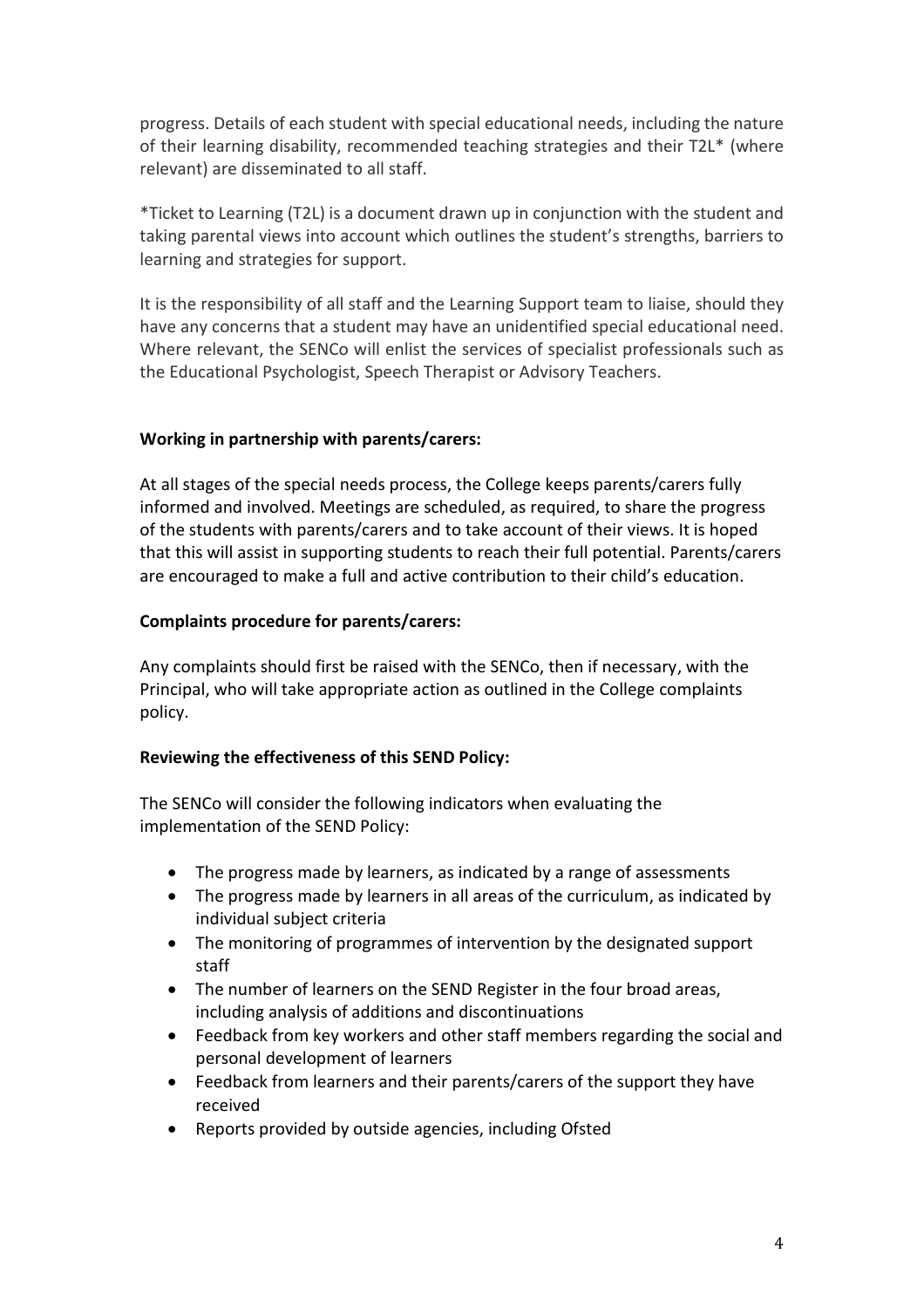progress. Details of each student with special educational needs, including the nature of their learning disability, recommended teaching strategies and their T2L* (where relevant) are disseminated to all staff.

*Ticket to Learning (T2L) is a document drawn up in conjunction with the student and taking parental views into account which outlines the student's strengths, barriers to learning and strategies for support.

It is the responsibility of all staff and the Learning Support team to liaise, should they have any concerns that a student may have an unidentified special educational need. Where relevant, the SENCo will enlist the services of specialist professionals such as the Educational Psychologist, Speech Therapist or Advisory Teachers.

**Working in partnership with parents/carers:**

At all stages of the special needs process, the College keeps parents/carers fully informed and involved. Meetings are scheduled, as required, to share the progress of the students with parents/carers and to take account of their views. It is hoped that this will assist in supporting students to reach their full potential. Parents/carers are encouraged to make a full and active contribution to their child's education.

**Complaints procedure for parents/carers:**

Any complaints should first be raised with the SENCo, then if necessary, with the Principal, who will take appropriate action as outlined in the College complaints policy.

**Reviewing the effectiveness of this SEND Policy:**

The SENCo will consider the following indicators when evaluating the implementation of the SEND Policy:

- The progress made by learners, as indicated by a range of assessments
- The progress made by learners in all areas of the curriculum, as indicated by individual subject criteria
- The monitoring of programmes of intervention by the designated support staff
- The number of learners on the SEND Register in the four broad areas, including analysis of additions and discontinuations
- Feedback from key workers and other staff members regarding the social and personal development of learners
- Feedback from learners and their parents/carers of the support they have received
- Reports provided by outside agencies, including Ofsted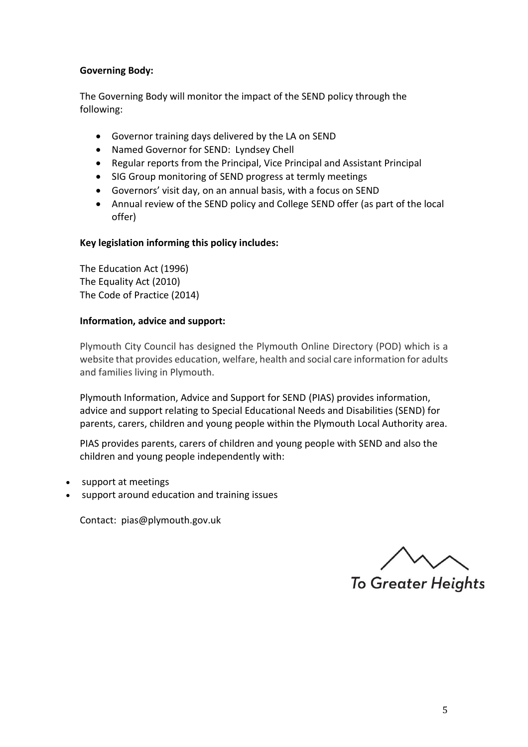**Governing Body:**

The Governing Body will monitor the impact of the SEND policy through the following:

- Governor training days delivered by the LA on SEND
- Named Governor for SEND: Lyndsey Chell
- Regular reports from the Principal, Vice Principal and Assistant Principal
- SIG Group monitoring of SEND progress at termly meetings
- Governors' visit day, on an annual basis, with a focus on SEND
- Annual review of the SEND policy and College SEND offer (as part of the local offer)

**Key legislation informing this policy includes:**

The Education Act (1996)
The Equality Act (2010)
The Code of Practice (2014)

**Information, advice and support:**

Plymouth City Council has designed the Plymouth Online Directory (POD) which is a website that provides education, welfare, health and social care information for adults and families living in Plymouth.

Plymouth Information, Advice and Support for SEND (PIAS) provides information, advice and support relating to Special Educational Needs and Disabilities (SEND) for parents, carers, children and young people within the Plymouth Local Authority area.

PIAS provides parents, carers of children and young people with SEND and also the children and young people independently with:

- support at meetings
- support around education and training issues

Contact: pias@plymouth.gov.uk

To Greater Heights